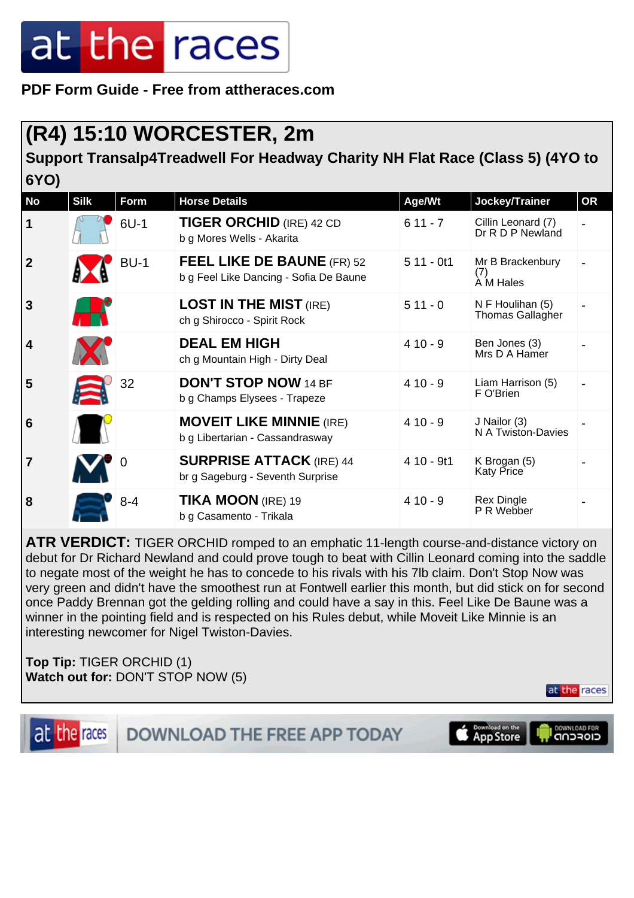**PDF Form Guide - Free from attheraces.com**

# (R4) 15:10 WORCESTER, 2m

### Support Transalp4Treadwell For Headway Charity NH Flat Race (Class 5) (4YO to 6YO)

| No | Silk | Form | Horse Details | Age/Wt | Jockey/Trainer | OR |
|---|---|---|---|---|---|---|
| 1 | | 6U-1 | **TIGER ORCHID** (IRE) 42 CD<br>b g Mores Wells - Akarita | 6 11 - 7 | Cillin Leonard (7)<br>Dr R D P Newland | - |
| 2 | | BU-1 | **FEEL LIKE DE BAUNE** (FR) 52<br>b g Feel Like Dancing - Sofia De Baune | 5 11 - 0t1 | Mr B Brackenbury (7)<br>A M Hales | - |
| 3 | | | **LOST IN THE MIST** (IRE)<br>ch g Shirocco - Spirit Rock | 5 11 - 0 | N F Houlihan (5)<br>Thomas Gallagher | - |
| 4 | | | **DEAL EM HIGH**<br>ch g Mountain High - Dirty Deal | 4 10 - 9 | Ben Jones (3)<br>Mrs D A Hamer | - |
| 5 | | 32 | **DON'T STOP NOW** 14 BF<br>b g Champs Elysees - Trapeze | 4 10 - 9 | Liam Harrison (5)<br>F O'Brien | - |
| 6 | | | **MOVEIT LIKE MINNIE** (IRE)<br>b g Libertarian - Cassandrasway | 4 10 - 9 | J Nailor (3)<br>N A Twiston-Davies | - |
| 7 | | 0 | **SURPRISE ATTACK** (IRE) 44<br>br g Sageburg - Seventh Surprise | 4 10 - 9t1 | K Brogan (5)<br>Katy Price | - |
| 8 | | 8-4 | **TIKA MOON** (IRE) 19<br>b g Casamento - Trikala | 4 10 - 9 | Rex Dingle<br>P R Webber | - |

**ATR VERDICT:** TIGER ORCHID romped to an emphatic 11-length course-and-distance victory on debut for Dr Richard Newland and could prove tough to beat with Cillin Leonard coming into the saddle to negate most of the weight he has to concede to his rivals with his 7lb claim. Don't Stop Now was very green and didn't have the smoothest run at Fontwell earlier this month, but did stick on for second once Paddy Brennan got the gelding rolling and could have a say in this. Feel Like De Baune was a winner in the pointing field and is respected on his Rules debut, while Moveit Like Minnie is an interesting newcomer for Nigel Twiston-Davies.

**Top Tip:** TIGER ORCHID (1)
**Watch out for:** DON'T STOP NOW (5)

DOWNLOAD THE FREE APP TODAY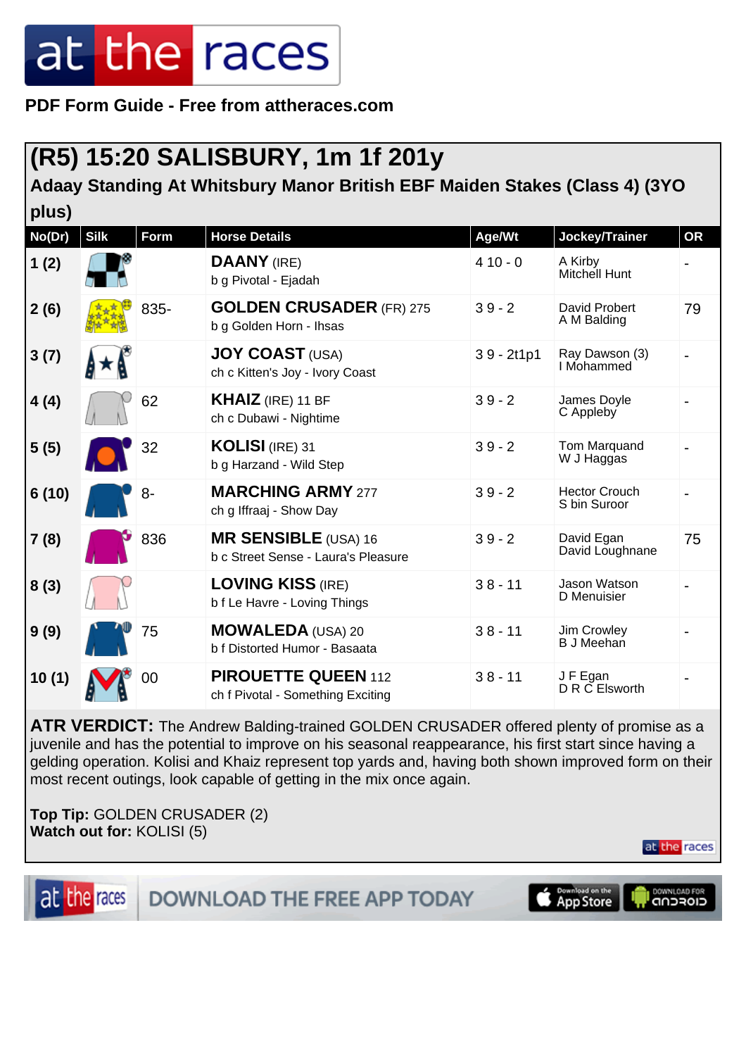# (R5) 15:20 SALISBURY, 1m 1f 201y

## Adaay Standing At Whitsbury Manor British EBF Maiden Stakes (Class 4) (3YO plus)

| No(Dr) | Silk | Form | Horse Details | Age/Wt | Jockey/Trainer | OR |
|---|---|---|---|---|---|---|
| 1 (2) | | | **DAANY** (IRE)<br>b g Pivotal - Ejadah | 4 10 - 0 | A Kirby<br>Mitchell Hunt | - |
| 2 (6) | | 835- | **GOLDEN CRUSADER** (FR) 275<br>b g Golden Horn - Ihsas | 3 9 - 2 | David Probert<br>A M Balding | 79 |
| 3 (7) | | | **JOY COAST** (USA)<br>ch c Kitten's Joy - Ivory Coast | 3 9 - 2t1p1 | Ray Dawson (3)<br>I Mohammed | - |
| 4 (4) | | 62 | **KHAIZ** (IRE) 11 BF<br>ch c Dubawi - Nightime | 3 9 - 2 | James Doyle<br>C Appleby | - |
| 5 (5) | | 32 | **KOLISI** (IRE) 31<br>b g Harzand - Wild Step | 3 9 - 2 | Tom Marquand<br>W J Haggas | - |
| 6 (10) | | 8- | **MARCHING ARMY** 277<br>ch g Iffraaj - Show Day | 3 9 - 2 | Hector Crouch<br>S bin Suroor | - |
| 7 (8) | | 836 | **MR SENSIBLE** (USA) 16<br>b c Street Sense - Laura's Pleasure | 3 9 - 2 | David Egan<br>David Loughnane | 75 |
| 8 (3) | | | **LOVING KISS** (IRE)<br>b f Le Havre - Loving Things | 3 8 - 11 | Jason Watson<br>D Menuisier | - |
| 9 (9) | | 75 | **MOWALEDA** (USA) 20<br>b f Distorted Humor - Basaata | 3 8 - 11 | Jim Crowley<br>B J Meehan | - |
| 10 (1) | | 00 | **PIROUETTE QUEEN** 112<br>ch f Pivotal - Something Exciting | 3 8 - 11 | J F Egan<br>D R C Elsworth | - |

**ATR VERDICT:** The Andrew Balding-trained GOLDEN CRUSADER offered plenty of promise as a juvenile and has the potential to improve on his seasonal reappearance, his first start since having a gelding operation. Kolisi and Khaiz represent top yards and, having both shown improved form on their most recent outings, look capable of getting in the mix once again.

**Top Tip:** GOLDEN CRUSADER (2)
**Watch out for:** KOLISI (5)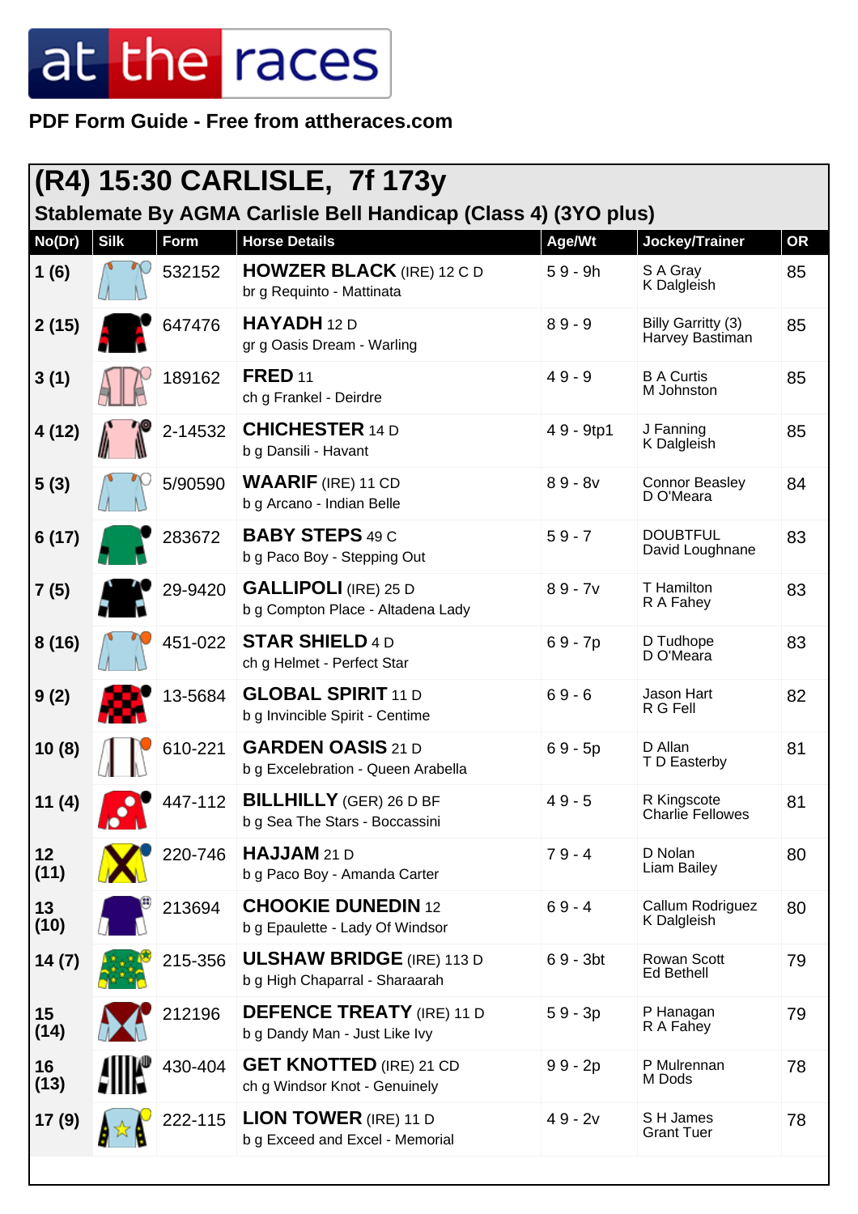# at the races

**PDF Form Guide - Free from attheraces.com**

## (R4) 15:30 CARLISLE, 7f 173y

### Stablemate By AGMA Carlisle Bell Handicap (Class 4) (3YO plus)

| No(Dr) | Silk | Form | Horse Details | Age/Wt | Jockey/Trainer | OR |
|---|---|---|---|---|---|---|
| 1 (6) | | 532152 | **HOWZER BLACK** (IRE) 12 C D<br>br g Requinto - Mattinata | 5 9 - 9h | S A Gray<br>K Dalgleish | 85 |
| 2 (15) | | 647476 | **HAYADH** 12 D<br>gr g Oasis Dream - Warling | 8 9 - 9 | Billy Garritty (3)<br>Harvey Bastiman | 85 |
| 3 (1) | | 189162 | **FRED** 11<br>ch g Frankel - Deirdre | 4 9 - 9 | B A Curtis<br>M Johnston | 85 |
| 4 (12) | | 2-14532 | **CHICHESTER** 14 D<br>b g Dansili - Havant | 4 9 - 9tp1 | J Fanning<br>K Dalgleish | 85 |
| 5 (3) | | 5/90590 | **WAARIF** (IRE) 11 CD<br>b g Arcano - Indian Belle | 8 9 - 8v | Connor Beasley<br>D O'Meara | 84 |
| 6 (17) | | 283672 | **BABY STEPS** 49 C<br>b g Paco Boy - Stepping Out | 5 9 - 7 | DOUBTFUL<br>David Loughnane | 83 |
| 7 (5) | | 29-9420 | **GALLIPOLI** (IRE) 25 D<br>b g Compton Place - Altadena Lady | 8 9 - 7v | T Hamilton<br>R A Fahey | 83 |
| 8 (16) | | 451-022 | **STAR SHIELD** 4 D<br>ch g Helmet - Perfect Star | 6 9 - 7p | D Tudhope<br>D O'Meara | 83 |
| 9 (2) | | 13-5684 | **GLOBAL SPIRIT** 11 D<br>b g Invincible Spirit - Centime | 6 9 - 6 | Jason Hart<br>R G Fell | 82 |
| 10 (8) | | 610-221 | **GARDEN OASIS** 21 D<br>b g Excelebration - Queen Arabella | 6 9 - 5p | D Allan<br>T D Easterby | 81 |
| 11 (4) | | 447-112 | **BILLHILLY** (GER) 26 D BF<br>b g Sea The Stars - Boccassini | 4 9 - 5 | R Kingscote<br>Charlie Fellowes | 81 |
| 12 (11) | | 220-746 | **HAJJAM** 21 D<br>b g Paco Boy - Amanda Carter | 7 9 - 4 | D Nolan<br>Liam Bailey | 80 |
| 13 (10) | | 213694 | **CHOOKIE DUNEDIN** 12<br>b g Epaulette - Lady Of Windsor | 6 9 - 4 | Callum Rodriguez<br>K Dalgleish | 80 |
| 14 (7) | | 215-356 | **ULSHAW BRIDGE** (IRE) 113 D<br>b g High Chaparral - Sharaarah | 6 9 - 3bt | Rowan Scott<br>Ed Bethell | 79 |
| 15 (14) | | 212196 | **DEFENCE TREATY** (IRE) 11 D<br>b g Dandy Man - Just Like Ivy | 5 9 - 3p | P Hanagan<br>R A Fahey | 79 |
| 16 (13) | | 430-404 | **GET KNOTTED** (IRE) 21 CD<br>ch g Windsor Knot - Genuinely | 9 9 - 2p | P Mulrennan<br>M Dods | 78 |
| 17 (9) | | 222-115 | **LION TOWER** (IRE) 11 D<br>b g Exceed and Excel - Memorial | 4 9 - 2v | S H James<br>Grant Tuer | 78 |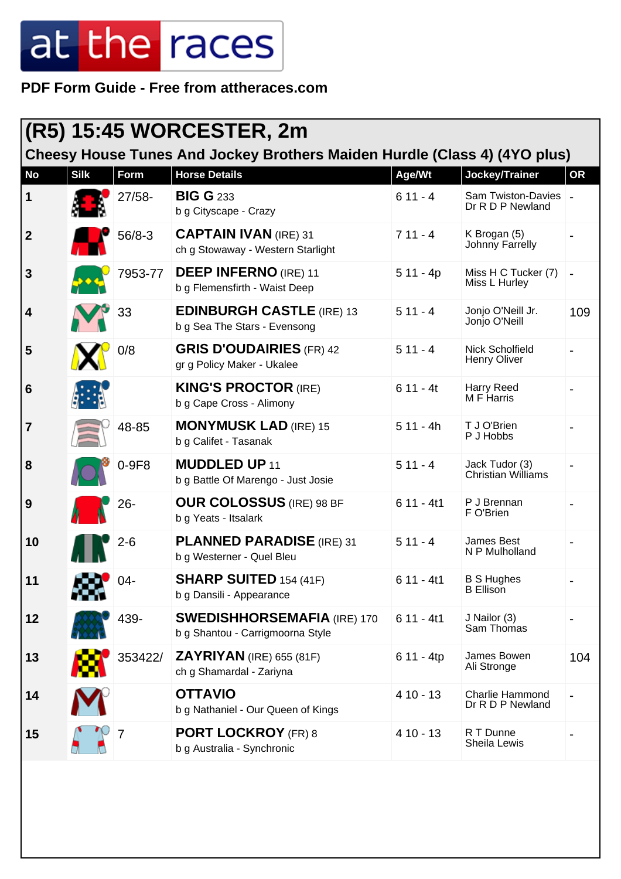PDF Form Guide - Free from attheraces.com

## (R5) 15:45 WORCESTER, 2m

### Cheesy House Tunes And Jockey Brothers Maiden Hurdle (Class 4) (4YO plus)

| No | Silk | Form | Horse Details | Age/Wt | Jockey/Trainer | OR |
|---|---|---|---|---|---|---|
| 1 | | 27/58- | **BIG G** 233<br>b g Cityscape - Crazy | 6 11 - 4 | Sam Twiston-Davies<br>Dr R D P Newland | - |
| 2 | | 56/8-3 | **CAPTAIN IVAN** (IRE) 31<br>ch g Stowaway - Western Starlight | 7 11 - 4 | K Brogan (5)<br>Johnny Farrelly | - |
| 3 | | 7953-77 | **DEEP INFERNO** (IRE) 11<br>b g Flemensfirth - Waist Deep | 5 11 - 4p | Miss H C Tucker (7)<br>Miss L Hurley | - |
| 4 | | 33 | **EDINBURGH CASTLE** (IRE) 13<br>b g Sea The Stars - Evensong | 5 11 - 4 | Jonjo O'Neill Jr.<br>Jonjo O'Neill | 109 |
| 5 | | 0/8 | **GRIS D'OUDAIRIES** (FR) 42<br>gr g Policy Maker - Ukalee | 5 11 - 4 | Nick Scholfield<br>Henry Oliver | - |
| 6 | | | **KING'S PROCTOR** (IRE)<br>b g Cape Cross - Alimony | 6 11 - 4t | Harry Reed<br>M F Harris | - |
| 7 | | 48-85 | **MONYMUSK LAD** (IRE) 15<br>b g Califet - Tasanak | 5 11 - 4h | T J O'Brien<br>P J Hobbs | - |
| 8 | | 0-9F8 | **MUDDLED UP** 11<br>b g Battle Of Marengo - Just Josie | 5 11 - 4 | Jack Tudor (3)<br>Christian Williams | - |
| 9 | | 26- | **OUR COLOSSUS** (IRE) 98 BF<br>b g Yeats - Itsalark | 6 11 - 4t1 | P J Brennan<br>F O'Brien | - |
| 10 | | 2-6 | **PLANNED PARADISE** (IRE) 31<br>b g Westerner - Quel Bleu | 5 11 - 4 | James Best<br>N P Mulholland | - |
| 11 | | 04- | **SHARP SUITED** 154 (41F)<br>b g Dansili - Appearance | 6 11 - 4t1 | B S Hughes<br>B Ellison | - |
| 12 | | 439- | **SWEDISHHORSEMAFIA** (IRE) 170<br>b g Shantou - Carrigmoorna Style | 6 11 - 4t1 | J Nailor (3)<br>Sam Thomas | - |
| 13 | | 353422/ | **ZAYRIYAN** (IRE) 655 (81F)<br>ch g Shamardal - Zariyna | 6 11 - 4tp | James Bowen<br>Ali Stronge | 104 |
| 14 | | | **OTTAVIO**<br>b g Nathaniel - Our Queen of Kings | 4 10 - 13 | Charlie Hammond<br>Dr R D P Newland | - |
| 15 | | 7 | **PORT LOCKROY** (FR) 8<br>b g Australia - Synchronic | 4 10 - 13 | R T Dunne<br>Sheila Lewis | - |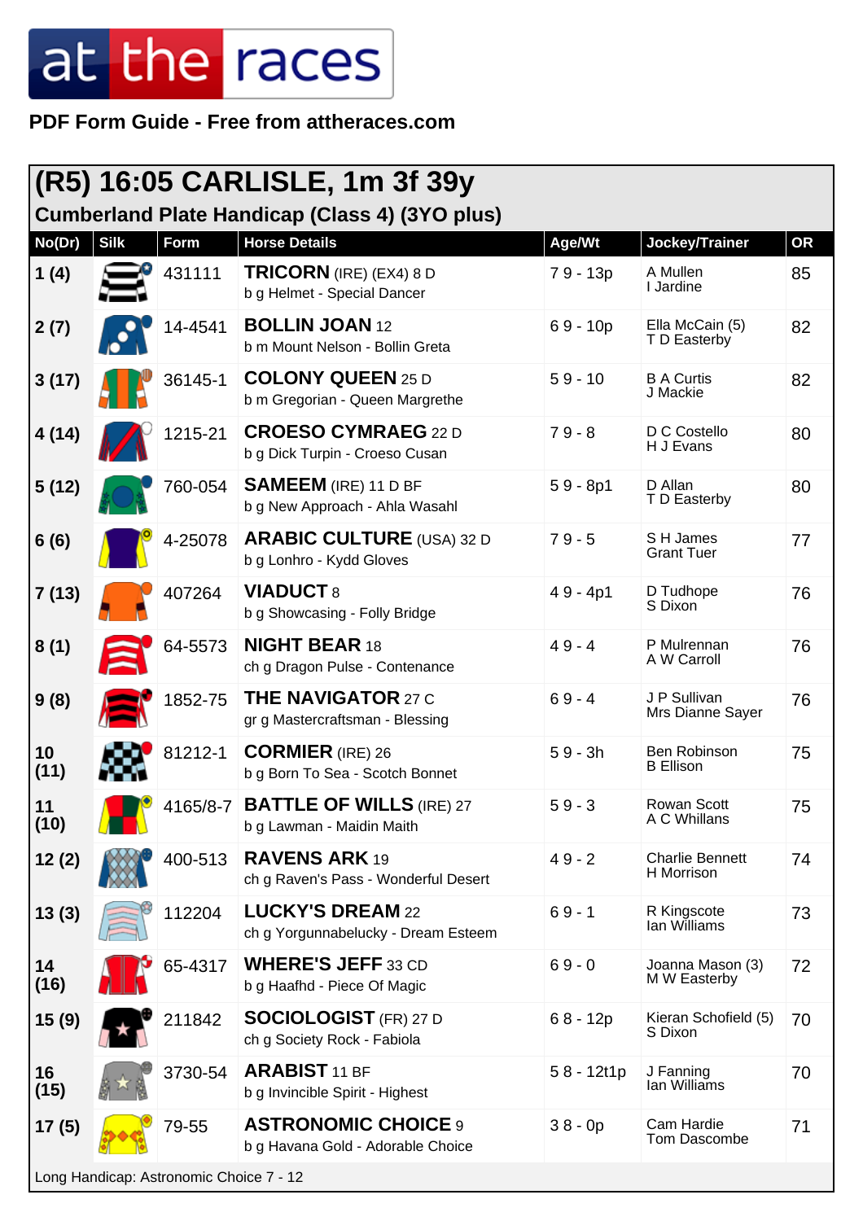# at the races

**PDF Form Guide - Free from attheraces.com**

## (R5) 16:05 CARLISLE, 1m 3f 39y

### Cumberland Plate Handicap (Class 4) (3YO plus)

| No(Dr) | Silk | Form | Horse Details | Age/Wt | Jockey/Trainer | OR |
|---|---|---|---|---|---|---|
| 1 (4) | | 431111 | **TRICORN** (IRE) (EX4) 8 D<br>b g Helmet - Special Dancer | 7 9 - 13p | A Mullen<br>I Jardine | 85 |
| 2 (7) | | 14-4541 | **BOLLIN JOAN** 12<br>b m Mount Nelson - Bollin Greta | 6 9 - 10p | Ella McCain (5)<br>T D Easterby | 82 |
| 3 (17) | | 36145-1 | **COLONY QUEEN** 25 D<br>b m Gregorian - Queen Margrethe | 5 9 - 10 | B A Curtis<br>J Mackie | 82 |
| 4 (14) | | 1215-21 | **CROESO CYMRAEG** 22 D<br>b g Dick Turpin - Croeso Cusan | 7 9 - 8 | D C Costello<br>H J Evans | 80 |
| 5 (12) | | 760-054 | **SAMEEM** (IRE) 11 D BF<br>b g New Approach - Ahla Wasahl | 5 9 - 8p1 | D Allan<br>T D Easterby | 80 |
| 6 (6) | | 4-25078 | **ARABIC CULTURE** (USA) 32 D<br>b g Lonhro - Kydd Gloves | 7 9 - 5 | S H James<br>Grant Tuer | 77 |
| 7 (13) | | 407264 | **VIADUCT** 8<br>b g Showcasing - Folly Bridge | 4 9 - 4p1 | D Tudhope<br>S Dixon | 76 |
| 8 (1) | | 64-5573 | **NIGHT BEAR** 18<br>ch g Dragon Pulse - Contenance | 4 9 - 4 | P Mulrennan<br>A W Carroll | 76 |
| 9 (8) | | 1852-75 | **THE NAVIGATOR** 27 C<br>gr g Mastercraftsman - Blessing | 6 9 - 4 | J P Sullivan<br>Mrs Dianne Sayer | 76 |
| 10 (11) | | 81212-1 | **CORMIER** (IRE) 26<br>b g Born To Sea - Scotch Bonnet | 5 9 - 3h | Ben Robinson<br>B Ellison | 75 |
| 11 (10) | | 4165/8-7 | **BATTLE OF WILLS** (IRE) 27<br>b g Lawman - Maidin Maith | 5 9 - 3 | Rowan Scott<br>A C Whillans | 75 |
| 12 (2) | | 400-513 | **RAVENS ARK** 19<br>ch g Raven's Pass - Wonderful Desert | 4 9 - 2 | Charlie Bennett<br>H Morrison | 74 |
| 13 (3) | | 112204 | **LUCKY'S DREAM** 22<br>ch g Yorgunnabelucky - Dream Esteem | 6 9 - 1 | R Kingscote<br>Ian Williams | 73 |
| 14 (16) | | 65-4317 | **WHERE'S JEFF** 33 CD<br>b g Haafhd - Piece Of Magic | 6 9 - 0 | Joanna Mason (3)<br>M W Easterby | 72 |
| 15 (9) | | 211842 | **SOCIOLOGIST** (FR) 27 D<br>ch g Society Rock - Fabiola | 6 8 - 12p | Kieran Schofield (5)<br>S Dixon | 70 |
| 16 (15) | | 3730-54 | **ARABIST** 11 BF<br>b g Invincible Spirit - Highest | 5 8 - 12t1p | J Fanning<br>Ian Williams | 70 |
| 17 (5) | | 79-55 | **ASTRONOMIC CHOICE** 9<br>b g Havana Gold - Adorable Choice | 3 8 - 0p | Cam Hardie<br>Tom Dascombe | 71 |

Long Handicap: Astronomic Choice 7 - 12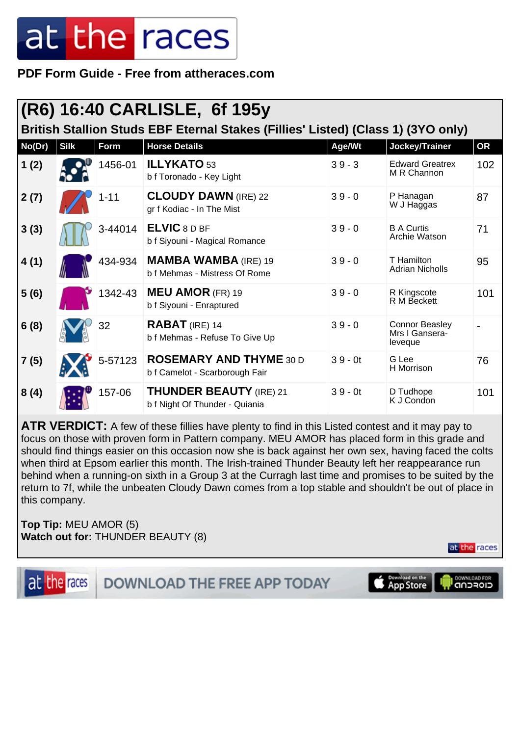PDF Form Guide - Free from attheraces.com

## (R6) 16:40 CARLISLE, 6f 195y

### British Stallion Studs EBF Eternal Stakes (Fillies' Listed) (Class 1) (3YO only)

| No(Dr) | Silk | Form | Horse Details | Age/Wt | Jockey/Trainer | OR |
|---|---|---|---|---|---|---|
| 1 (2) | | 1456-01 | **ILLYKATO** 53<br>b f Toronado - Key Light | 3 9 - 3 | Edward Greatrex<br>M R Channon | 102 |
| 2 (7) | | 1-11 | **CLOUDY DAWN** (IRE) 22<br>gr f Kodiac - In The Mist | 3 9 - 0 | P Hanagan<br>W J Haggas | 87 |
| 3 (3) | | 3-44014 | **ELVIC** 8 D BF<br>b f Siyouni - Magical Romance | 3 9 - 0 | B A Curtis<br>Archie Watson | 71 |
| 4 (1) | | 434-934 | **MAMBA WAMBA** (IRE) 19<br>b f Mehmas - Mistress Of Rome | 3 9 - 0 | T Hamilton<br>Adrian Nicholls | 95 |
| 5 (6) | | 1342-43 | **MEU AMOR** (FR) 19<br>b f Siyouni - Enraptured | 3 9 - 0 | R Kingscote<br>R M Beckett | 101 |
| 6 (8) | | 32 | **RABAT** (IRE) 14<br>b f Mehmas - Refuse To Give Up | 3 9 - 0 | Connor Beasley<br>Mrs I Gansera-leveque | - |
| 7 (5) | | 5-57123 | **ROSEMARY AND THYME** 30 D<br>b f Camelot - Scarborough Fair | 3 9 - 0t | G Lee<br>H Morrison | 76 |
| 8 (4) | | 157-06 | **THUNDER BEAUTY** (IRE) 21<br>b f Night Of Thunder - Quiania | 3 9 - 0t | D Tudhope<br>K J Condon | 101 |

**ATR VERDICT:** A few of these fillies have plenty to find in this Listed contest and it may pay to focus on those with proven form in Pattern company. MEU AMOR has placed form in this grade and should find things easier on this occasion now she is back against her own sex, having faced the colts when third at Epsom earlier this month. The Irish-trained Thunder Beauty left her reappearance run behind when a running-on sixth in a Group 3 at the Curragh last time and promises to be suited by the return to 7f, while the unbeaten Cloudy Dawn comes from a top stable and shouldn't be out of place in this company.

**Top Tip:** MEU AMOR (5)
**Watch out for:** THUNDER BEAUTY (8)

DOWNLOAD THE FREE APP TODAY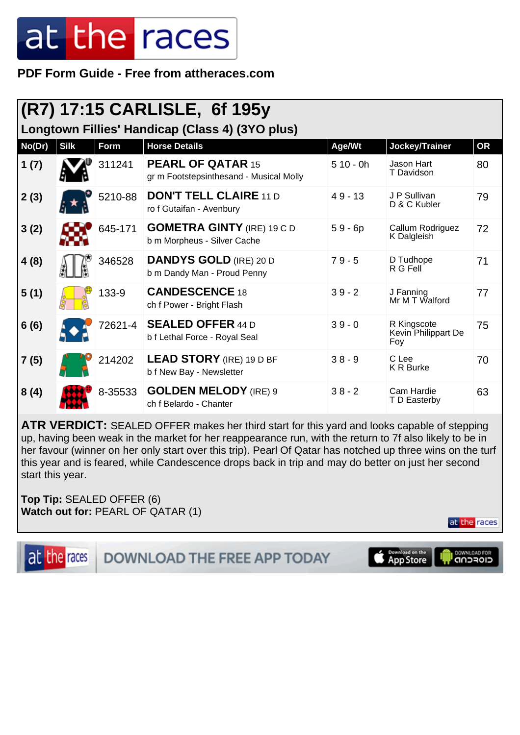at the races

**PDF Form Guide - Free from attheraces.com**

## (R7) 17:15 CARLISLE, 6f 195y

### Longtown Fillies' Handicap (Class 4) (3YO plus)

| No(Dr) | Silk | Form | Horse Details | Age/Wt | Jockey/Trainer | OR |
|---|---|---|---|---|---|---|
| 1 (7) | | 311241 | **PEARL OF QATAR** 15<br>gr m Footstepsinthesand - Musical Molly | 5 10 - 0h | Jason Hart<br>T Davidson | 80 |
| 2 (3) | | 5210-88 | **DON'T TELL CLAIRE** 11 D<br>ro f Gutaifan - Avenbury | 4 9 - 13 | J P Sullivan<br>D & C Kubler | 79 |
| 3 (2) | | 645-171 | **GOMETRA GINTY** (IRE) 19 C D<br>b m Morpheus - Silver Cache | 5 9 - 6p | Callum Rodriguez<br>K Dalgleish | 72 |
| 4 (8) | | 346528 | **DANDYS GOLD** (IRE) 20 D<br>b m Dandy Man - Proud Penny | 7 9 - 5 | D Tudhope<br>R G Fell | 71 |
| 5 (1) | | 133-9 | **CANDESCENCE** 18<br>ch f Power - Bright Flash | 3 9 - 2 | J Fanning<br>Mr M T Walford | 77 |
| 6 (6) | | 72621-4 | **SEALED OFFER** 44 D<br>b f Lethal Force - Royal Seal | 3 9 - 0 | R Kingscote<br>Kevin Philippart De Foy | 75 |
| 7 (5) | | 214202 | **LEAD STORY** (IRE) 19 D BF<br>b f New Bay - Newsletter | 3 8 - 9 | C Lee<br>K R Burke | 70 |
| 8 (4) | | 8-35533 | **GOLDEN MELODY** (IRE) 9<br>ch f Belardo - Chanter | 3 8 - 2 | Cam Hardie<br>T D Easterby | 63 |

**ATR VERDICT:** SEALED OFFER makes her third start for this yard and looks capable of stepping up, having been weak in the market for her reappearance run, with the return to 7f also likely to be in her favour (winner on her only start over this trip). Pearl Of Qatar has notched up three wins on the turf this year and is feared, while Candescence drops back in trip and may do better on just her second start this year.

**Top Tip:** SEALED OFFER (6)
**Watch out for:** PEARL OF QATAR (1)

at the races

at the races DOWNLOAD THE FREE APP TODAY Download on the App Store DOWNLOAD FOR ANDROID